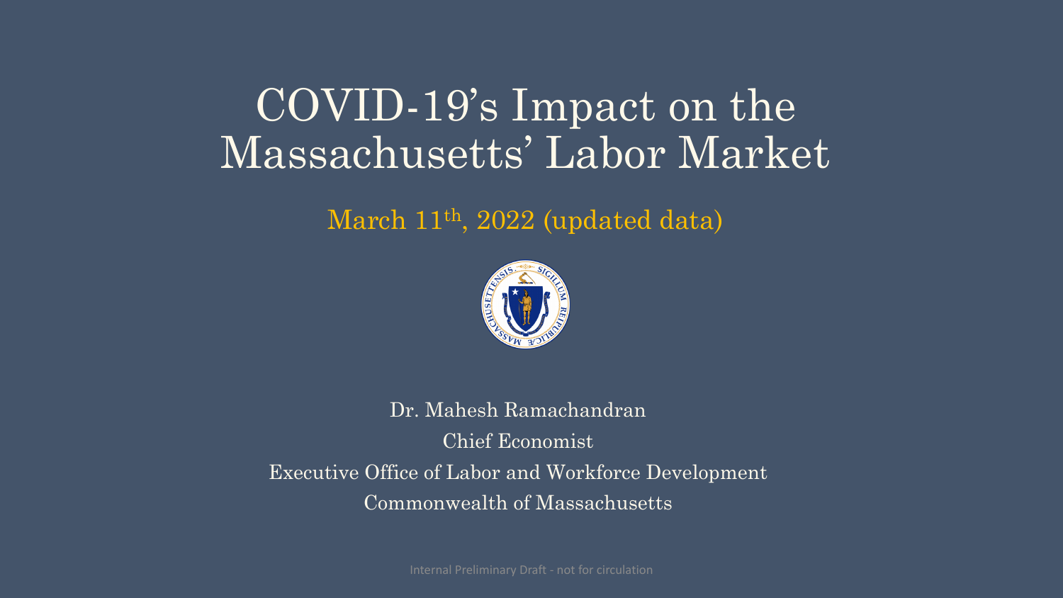# COVID-19's Impact on the Massachusetts' Labor Market

March 11th, 2022 (updated data)

Dr. Mahesh Ramachandran

Chief Economist

Executive Office of Labor and Workforce Development

Commonwealth of Massachusetts

Internal Preliminary Draft - not for circulation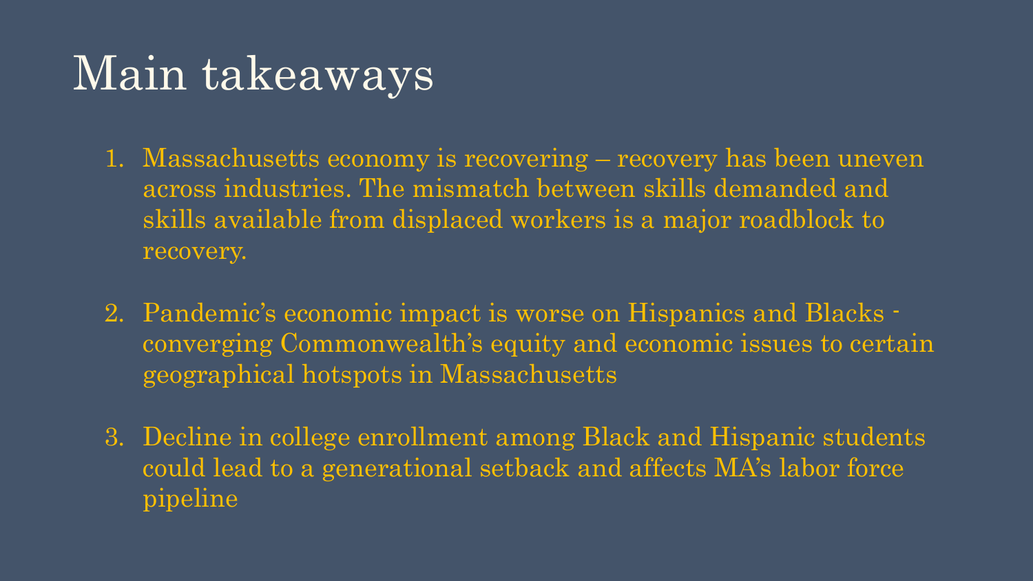# Main takeaways

1. Massachusetts economy is recovering – recovery has been uneven across industries. The mismatch between skills demanded and skills available from displaced workers is a major roadblock to recovery.

2. Pandemic's economic impact is worse on Hispanics and Blacks - converging Commonwealth's equity and economic issues to certain geographical hotspots in Massachusetts

3. Decline in college enrollment among Black and Hispanic students could lead to a generational setback and affects MA's labor force pipeline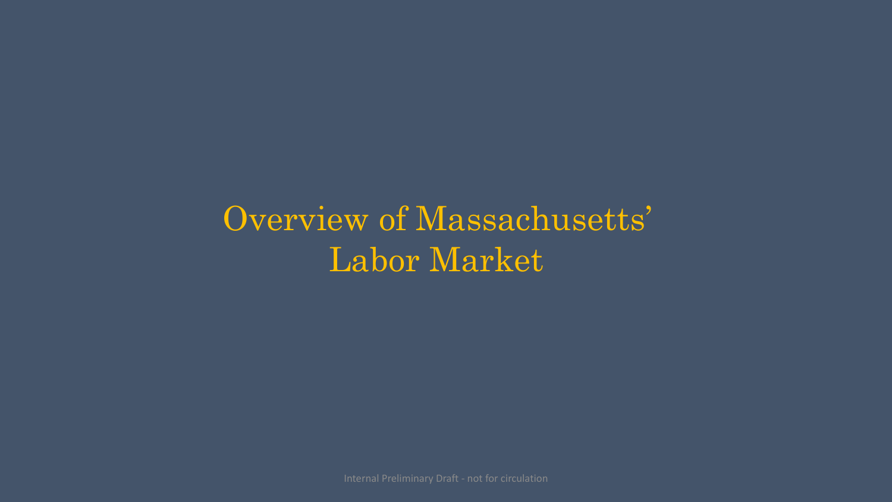# Overview of Massachusetts' Labor Market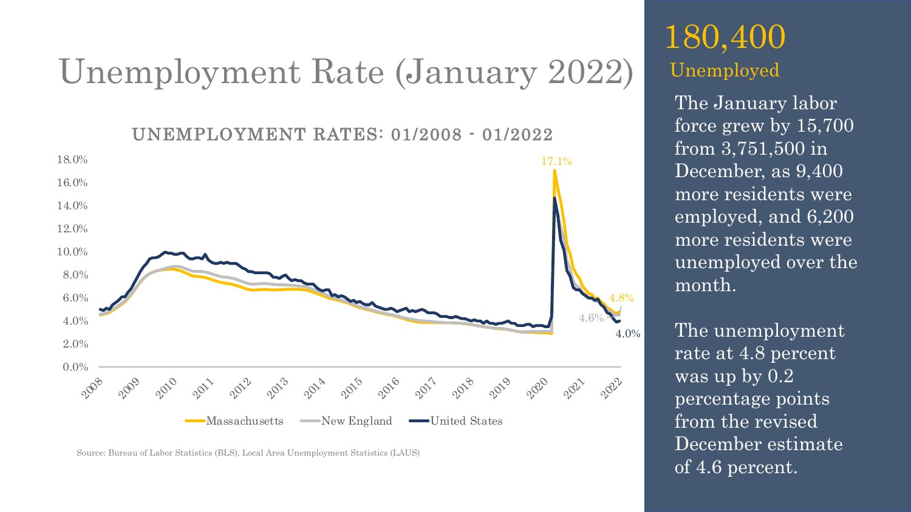# Unemployment Rate (January 2022)

**UNEMPLOYMENT RATES: 01/2008 - 01/2022**

Source: Bureau of Labor Statistics (BLS), Local Area Unemployment Statistics (LAUS)

## 180,400

Unemployed

The January labor force grew by 15,700 from 3,751,500 in December, as 9,400 more residents were employed, and 6,200 more residents were unemployed over the month.

The unemployment rate at 4.8 percent was up by 0.2 percentage points from the revised December estimate of 4.6 percent.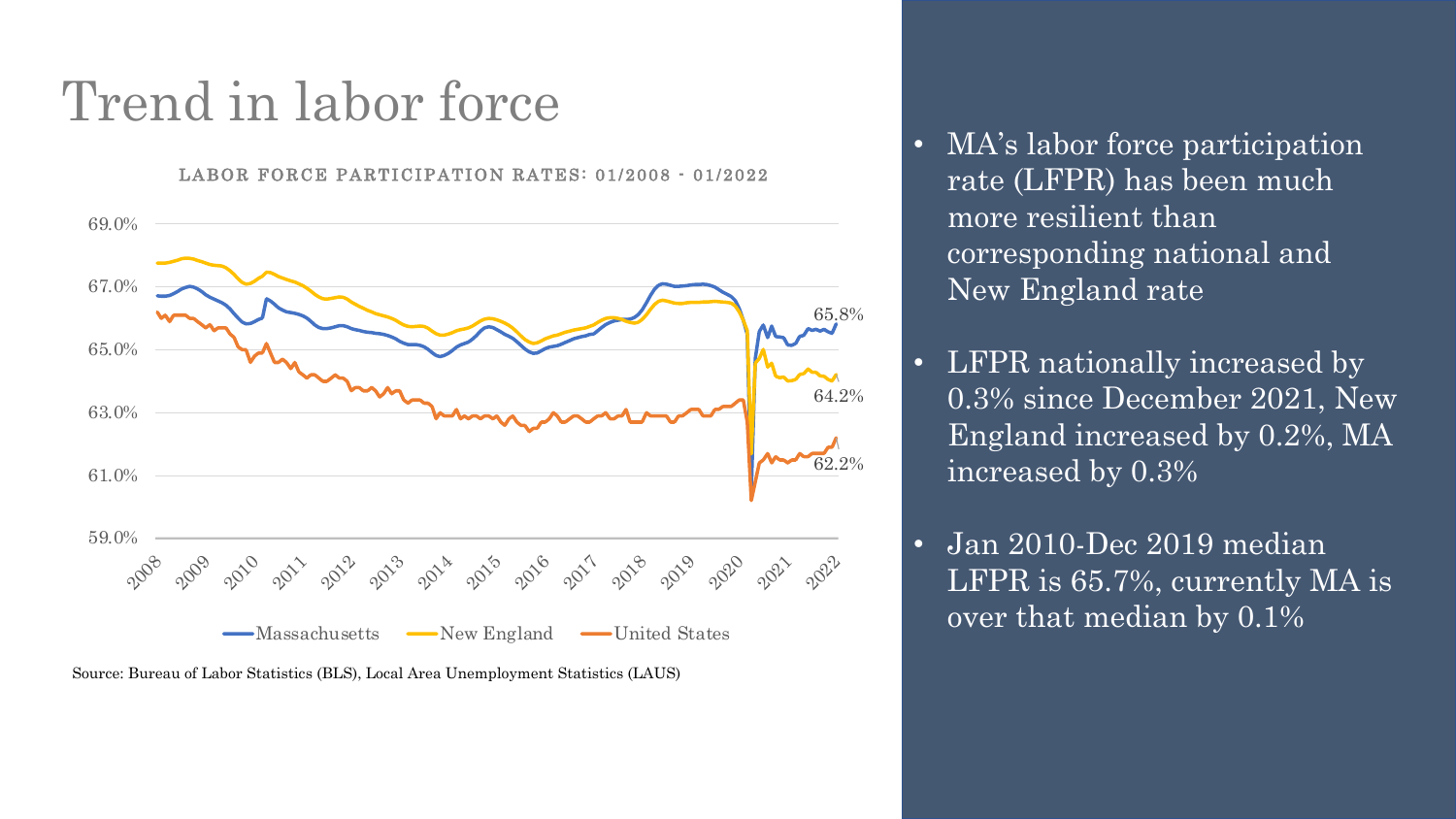# Trend in labor force

LABOR FORCE PARTICIPATION RATES: 01/2008 - 01/2022

Source: Bureau of Labor Statistics (BLS), Local Area Unemployment Statistics (LAUS)

- MA's labor force participation rate (LFPR) has been much more resilient than corresponding national and New England rate
- LFPR nationally increased by 0.3% since December 2021, New England increased by 0.2%, MA increased by 0.3%
- Jan 2010-Dec 2019 median LFPR is 65.7%, currently MA is over that median by 0.1%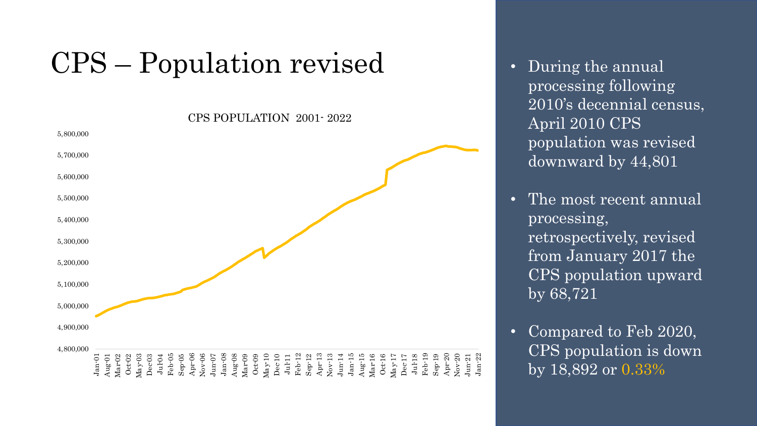# CPS – Population revised

CPS POPULATION 2001- 2022

- During the annual processing following 2010's decennial census, April 2010 CPS population was revised downward by 44,801
- The most recent annual processing, retrospectively, revised from January 2017 the CPS population upward by 68,721
- Compared to Feb 2020, CPS population is down by 18,892 or 0.33%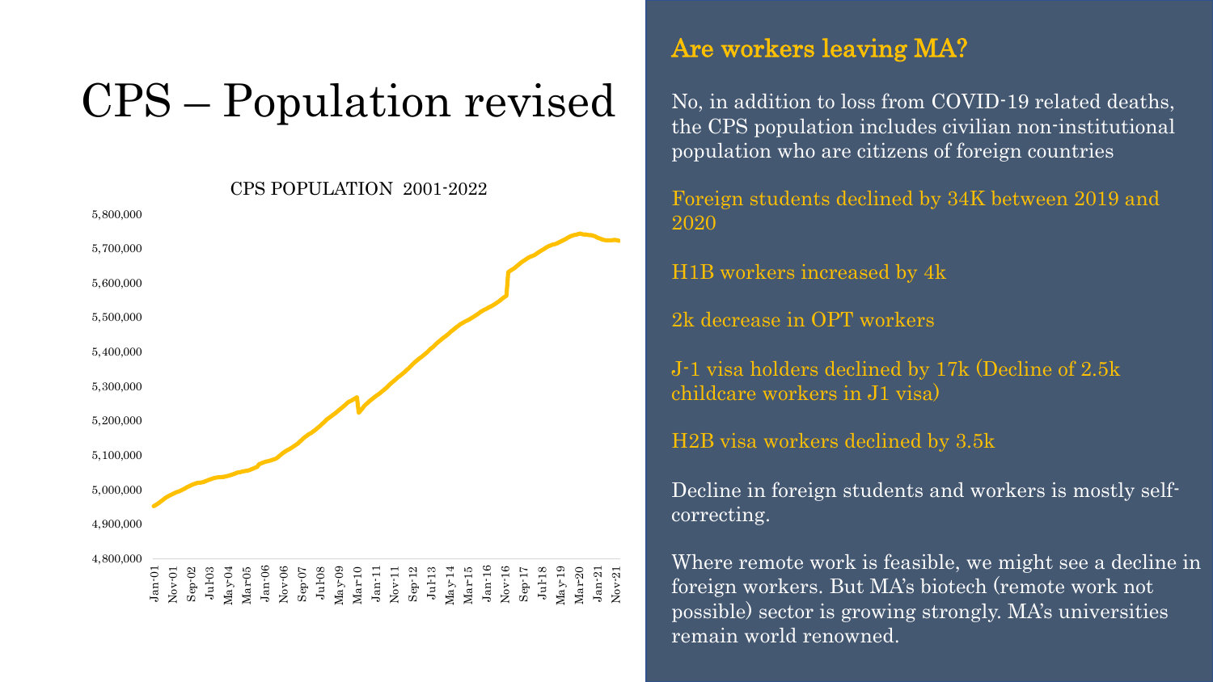# CPS – Population revised

CPS POPULATION 2001-2022

## Are workers leaving MA?

No, in addition to loss from COVID-19 related deaths, the CPS population includes civilian non-institutional population who are citizens of foreign countries

Foreign students declined by 34K between 2019 and 2020

H1B workers increased by 4k

2k decrease in OPT workers

J-1 visa holders declined by 17k (Decline of 2.5k childcare workers in J1 visa)

H2B visa workers declined by 3.5k

Decline in foreign students and workers is mostly self-correcting.

Where remote work is feasible, we might see a decline in foreign workers. But MA's biotech (remote work not possible) sector is growing strongly. MA's universities remain world renowned.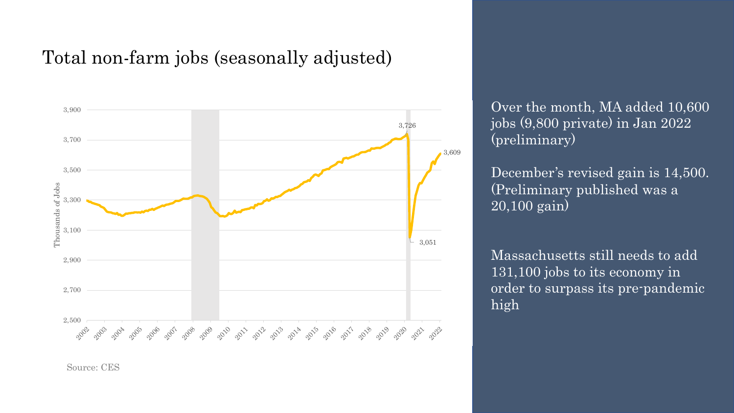# Total non-farm jobs (seasonally adjusted)

Source: CES

Over the month, MA added 10,600 jobs (9,800 private) in Jan 2022 (preliminary)

December's revised gain is 14,500. (Preliminary published was a 20,100 gain)

Massachusetts still needs to add 131,100 jobs to its economy in order to surpass its pre-pandemic high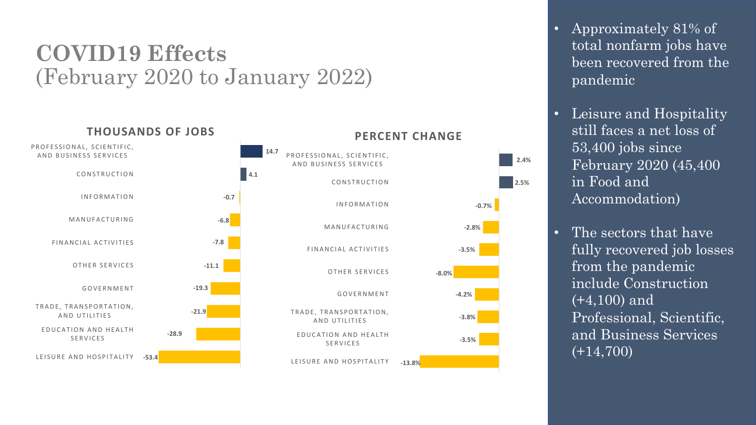# COVID19 Effects
(February 2020 to January 2022)

**THOUSANDS OF JOBS**

| Sector | Thousands of Jobs |
|---|---|
| PROFESSIONAL, SCIENTIFIC, AND BUSINESS SERVICES | 14.7 |
| CONSTRUCTION | 4.1 |
| INFORMATION | -0.7 |
| MANUFACTURING | -6.8 |
| FINANCIAL ACTIVITIES | -7.8 |
| OTHER SERVICES | -11.1 |
| GOVERNMENT | -19.3 |
| TRADE, TRANSPORTATION, AND UTILITIES | -21.9 |
| EDUCATION AND HEALTH SERVICES | -28.9 |
| LEISURE AND HOSPITALITY | -53.4 |

**PERCENT CHANGE**

| Sector | Percent Change |
|---|---|
| PROFESSIONAL, SCIENTIFIC, AND BUSINESS SERVICES | 2.4% |
| CONSTRUCTION | 2.5% |
| INFORMATION | -0.7% |
| MANUFACTURING | -2.8% |
| FINANCIAL ACTIVITIES | -3.5% |
| OTHER SERVICES | -8.0% |
| GOVERNMENT | -4.2% |
| TRADE, TRANSPORTATION, AND UTILITIES | -3.8% |
| EDUCATION AND HEALTH SERVICES | -3.5% |
| LEISURE AND HOSPITALITY | -13.8% |

- Approximately 81% of total nonfarm jobs have been recovered from the pandemic
- Leisure and Hospitality still faces a net loss of 53,400 jobs since February 2020 (45,400 in Food and Accommodation)
- The sectors that have fully recovered job losses from the pandemic include Construction (+4,100) and Professional, Scientific, and Business Services (+14,700)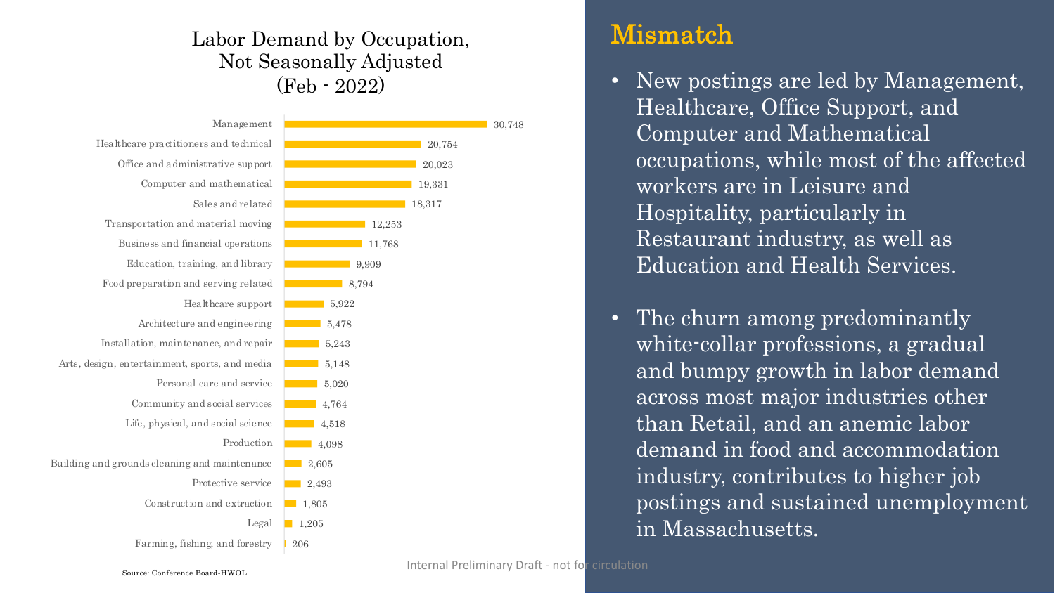## Labor Demand by Occupation, Not Seasonally Adjusted (Feb - 2022)

| Occupation | Job Postings |
|---|---|
| Management | 30,748 |
| Healthcare practitioners and technical | 20,754 |
| Office and administrative support | 20,023 |
| Computer and mathematical | 19,331 |
| Sales and related | 18,317 |
| Transportation and material moving | 12,253 |
| Business and financial operations | 11,768 |
| Education, training, and library | 9,909 |
| Food preparation and serving related | 8,794 |
| Healthcare support | 5,922 |
| Architecture and engineering | 5,478 |
| Installation, maintenance, and repair | 5,243 |
| Arts, design, entertainment, sports, and media | 5,148 |
| Personal care and service | 5,020 |
| Community and social services | 4,764 |
| Life, physical, and social science | 4,518 |
| Production | 4,098 |
| Building and grounds cleaning and maintenance | 2,605 |
| Protective service | 2,493 |
| Construction and extraction | 1,805 |
| Legal | 1,205 |
| Farming, fishing, and forestry | 206 |

Source: Conference Board-HWOL

# Mismatch

- New postings are led by Management, Healthcare, Office Support, and Computer and Mathematical occupations, while most of the affected workers are in Leisure and Hospitality, particularly in Restaurant industry, as well as Education and Health Services.
- The churn among predominantly white-collar professions, a gradual and bumpy growth in labor demand across most major industries other than Retail, and an anemic labor demand in food and accommodation industry, contributes to higher job postings and sustained unemployment in Massachusetts.

Internal Preliminary Draft - not for circulation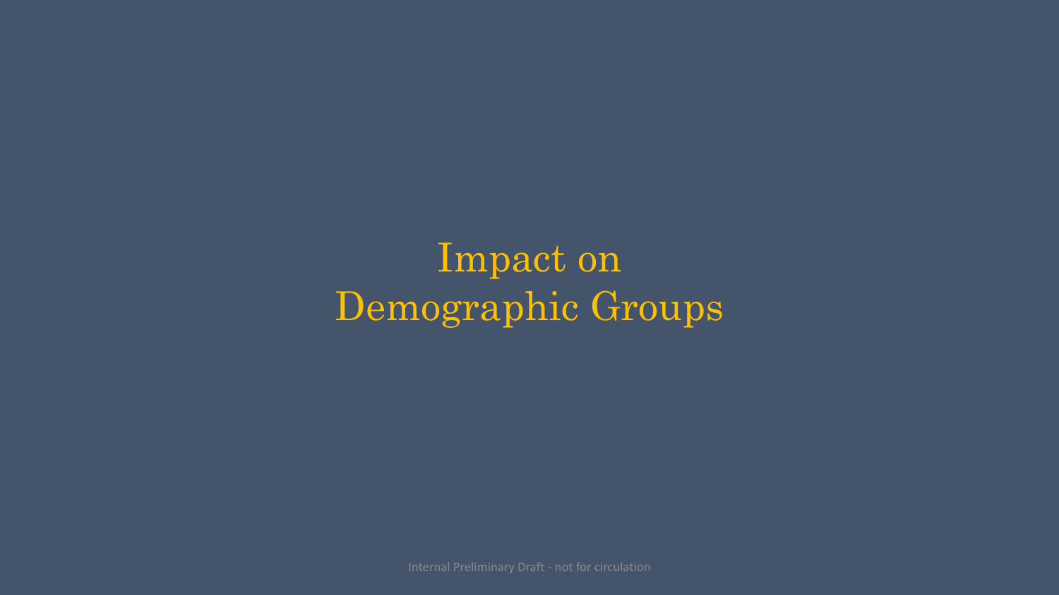# Impact on Demographic Groups

Internal Preliminary Draft - not for circulation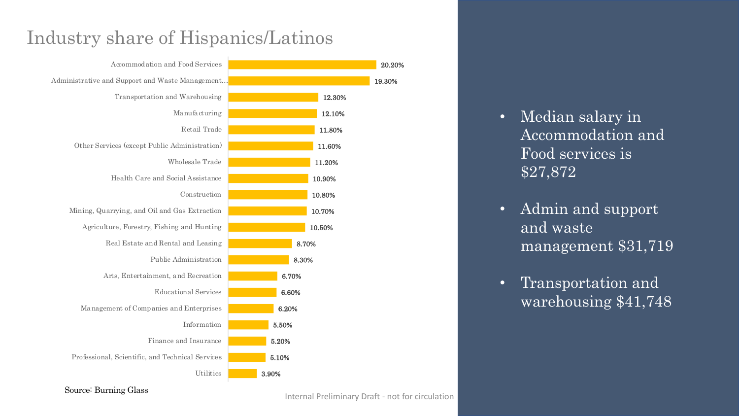# Industry share of Hispanics/Latinos

| Industry | Share |
| --- | --- |
| Accommodation and Food Services | 20.20% |
| Administrative and Support and Waste Management... | 19.30% |
| Transportation and Warehousing | 12.30% |
| Manufacturing | 12.10% |
| Retail Trade | 11.80% |
| Other Services (except Public Administration) | 11.60% |
| Wholesale Trade | 11.20% |
| Health Care and Social Assistance | 10.90% |
| Construction | 10.80% |
| Mining, Quarrying, and Oil and Gas Extraction | 10.70% |
| Agriculture, Forestry, Fishing and Hunting | 10.50% |
| Real Estate and Rental and Leasing | 8.70% |
| Public Administration | 8.30% |
| Arts, Entertainment, and Recreation | 6.70% |
| Educational Services | 6.60% |
| Management of Companies and Enterprises | 6.20% |
| Information | 5.50% |
| Finance and Insurance | 5.20% |
| Professional, Scientific, and Technical Services | 5.10% |
| Utilities | 3.90% |

Source: Burning Glass

- Median salary in Accommodation and Food services is $27,872
- Admin and support and waste management $31,719
- Transportation and warehousing $41,748

Internal Preliminary Draft - not for circulation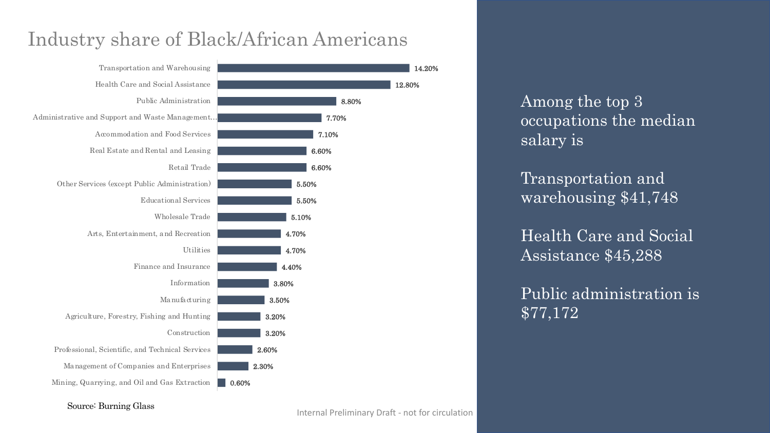# Industry share of Black/African Americans

| Industry | Share |
|---|---|
| Transportation and Warehousing | 14.20% |
| Health Care and Social Assistance | 12.80% |
| Public Administration | 8.80% |
| Administrative and Support and Waste Management... | 7.70% |
| Accommodation and Food Services | 7.10% |
| Real Estate and Rental and Leasing | 6.60% |
| Retail Trade | 6.60% |
| Other Services (except Public Administration) | 5.50% |
| Educational Services | 5.50% |
| Wholesale Trade | 5.10% |
| Arts, Entertainment, and Recreation | 4.70% |
| Utilities | 4.70% |
| Finance and Insurance | 4.40% |
| Information | 3.80% |
| Manufacturing | 3.50% |
| Agriculture, Forestry, Fishing and Hunting | 3.20% |
| Construction | 3.20% |
| Professional, Scientific, and Technical Services | 2.60% |
| Management of Companies and Enterprises | 2.30% |
| Mining, Quarrying, and Oil and Gas Extraction | 0.60% |

Source: Burning Glass

Internal Preliminary Draft - not for circulation

Among the top 3 occupations the median salary is

Transportation and warehousing $41,748

Health Care and Social Assistance $45,288

Public administration is $77,172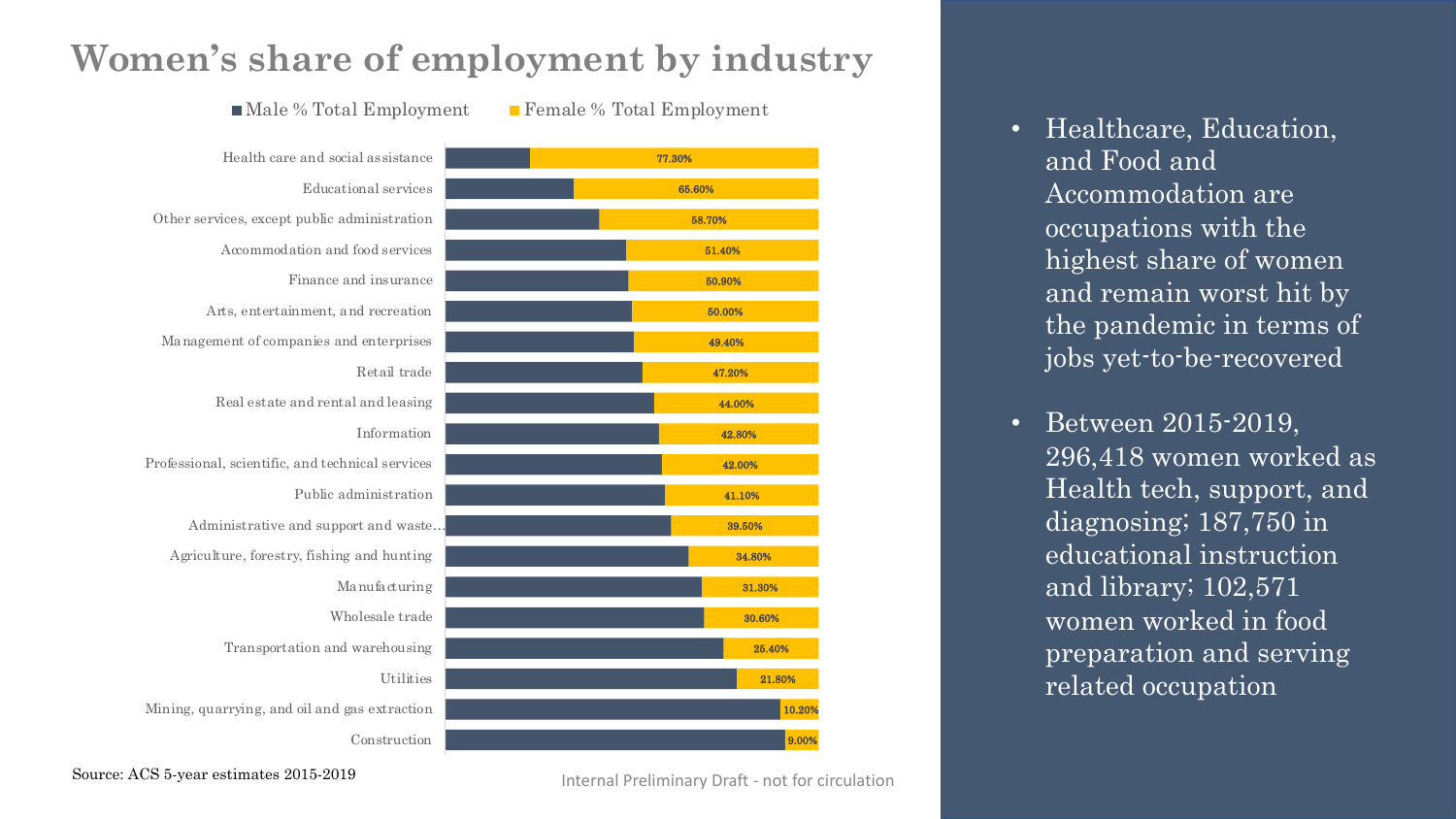# Women's share of employment by industry

■ Male % Total Employment ■ Female % Total Employment

| Industry | Female % Total Employment |
|---|---|
| Health care and social assistance | 77.30% |
| Educational services | 65.60% |
| Other services, except public administration | 58.70% |
| Accommodation and food services | 51.40% |
| Finance and insurance | 50.90% |
| Arts, entertainment, and recreation | 50.00% |
| Management of companies and enterprises | 49.40% |
| Retail trade | 47.20% |
| Real estate and rental and leasing | 44.00% |
| Information | 42.80% |
| Professional, scientific, and technical services | 42.00% |
| Public administration | 41.10% |
| Administrative and support and waste... | 39.50% |
| Agriculture, forestry, fishing and hunting | 34.80% |
| Manufacturing | 31.30% |
| Wholesale trade | 30.60% |
| Transportation and warehousing | 25.40% |
| Utilities | 21.80% |
| Mining, quarrying, and oil and gas extraction | 10.20% |
| Construction | 9.00% |

Source: ACS 5-year estimates 2015-2019

Internal Preliminary Draft - not for circulation

- Healthcare, Education, and Food and Accommodation are occupations with the highest share of women and remain worst hit by the pandemic in terms of jobs yet-to-be-recovered
- Between 2015-2019, 296,418 women worked as Health tech, support, and diagnosing; 187,750 in educational instruction and library; 102,571 women worked in food preparation and serving related occupation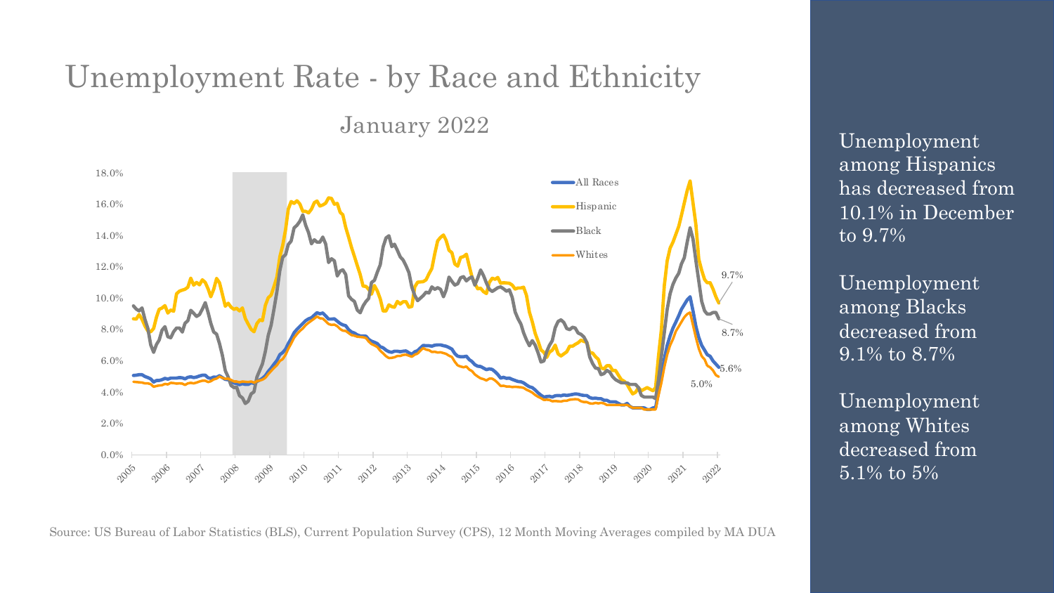# Unemployment Rate - by Race and Ethnicity

January 2022

Source: US Bureau of Labor Statistics (BLS), Current Population Survey (CPS), 12 Month Moving Averages compiled by MA DUA

Unemployment among Hispanics has decreased from 10.1% in December to 9.7%

Unemployment among Blacks decreased from 9.1% to 8.7%

Unemployment among Whites decreased from 5.1% to 5%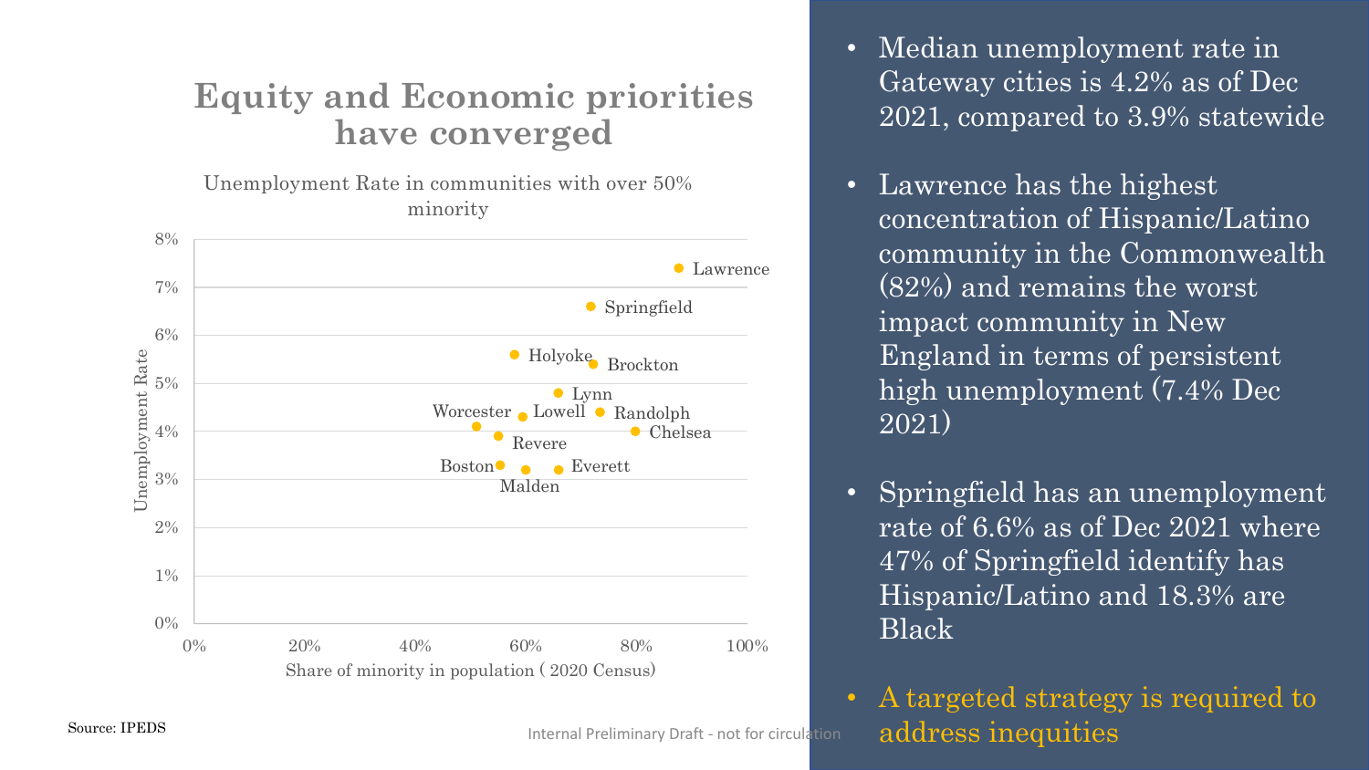# Equity and Economic priorities have converged

Unemployment Rate in communities with over 50% minority

| City | Share of minority in population (2020 Census) | Unemployment Rate |
|---|---|---|
| Lawrence | ~88% | 7.4% |
| Springfield | ~72% | 6.6% |
| Holyoke | ~58% | 5.6% |
| Brockton | ~72% | 5.4% |
| Lynn | ~66% | 4.8% |
| Lowell | ~60% | 4.3% |
| Randolph | ~73% | 4.4% |
| Worcester | ~51% | 4.1% |
| Chelsea | ~80% | 4.0% |
| Revere | ~55% | 3.9% |
| Boston | ~55% | 3.3% |
| Malden | ~60% | 3.2% |
| Everett | ~66% | 3.2% |

Source: IPEDS

- Median unemployment rate in Gateway cities is 4.2% as of Dec 2021, compared to 3.9% statewide
- Lawrence has the highest concentration of Hispanic/Latino community in the Commonwealth (82%) and remains the worst impact community in New England in terms of persistent high unemployment (7.4% Dec 2021)
- Springfield has an unemployment rate of 6.6% as of Dec 2021 where 47% of Springfield identify has Hispanic/Latino and 18.3% are Black
- A targeted strategy is required to address inequities

Internal Preliminary Draft - not for circulation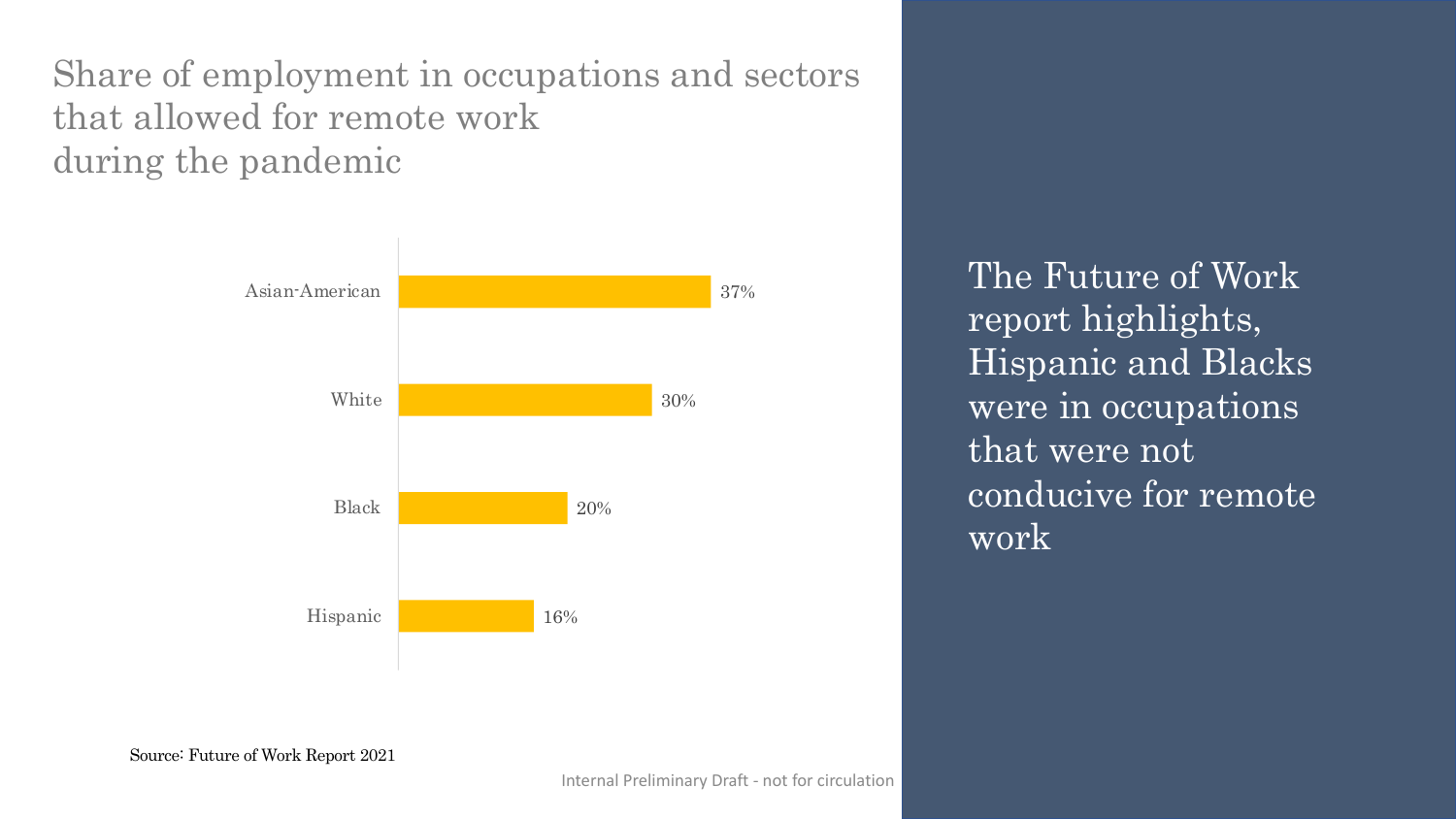# Share of employment in occupations and sectors that allowed for remote work during the pandemic

| Group | Share |
| --- | --- |
| Asian-American | 37% |
| White | 30% |
| Black | 20% |
| Hispanic | 16% |

Source: Future of Work Report 2021

Internal Preliminary Draft - not for circulation

The Future of Work report highlights, Hispanic and Blacks were in occupations that were not conducive for remote work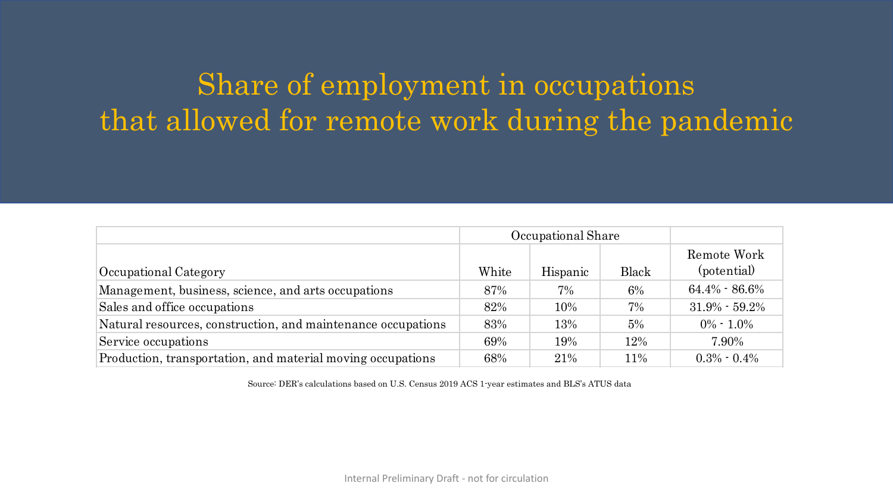# Share of employment in occupations that allowed for remote work during the pandemic

| | Occupational Share | | | |
|---|---|---|---|---|
| Occupational Category | White | Hispanic | Black | Remote Work (potential) |
| Management, business, science, and arts occupations | 87% | 7% | 6% | 64.4% - 86.6% |
| Sales and office occupations | 82% | 10% | 7% | 31.9% - 59.2% |
| Natural resources, construction, and maintenance occupations | 83% | 13% | 5% | 0% - 1.0% |
| Service occupations | 69% | 19% | 12% | 7.90% |
| Production, transportation, and material moving occupations | 68% | 21% | 11% | 0.3% - 0.4% |

Source: DER's calculations based on U.S. Census 2019 ACS 1-year estimates and BLS's ATUS data

Internal Preliminary Draft - not for circulation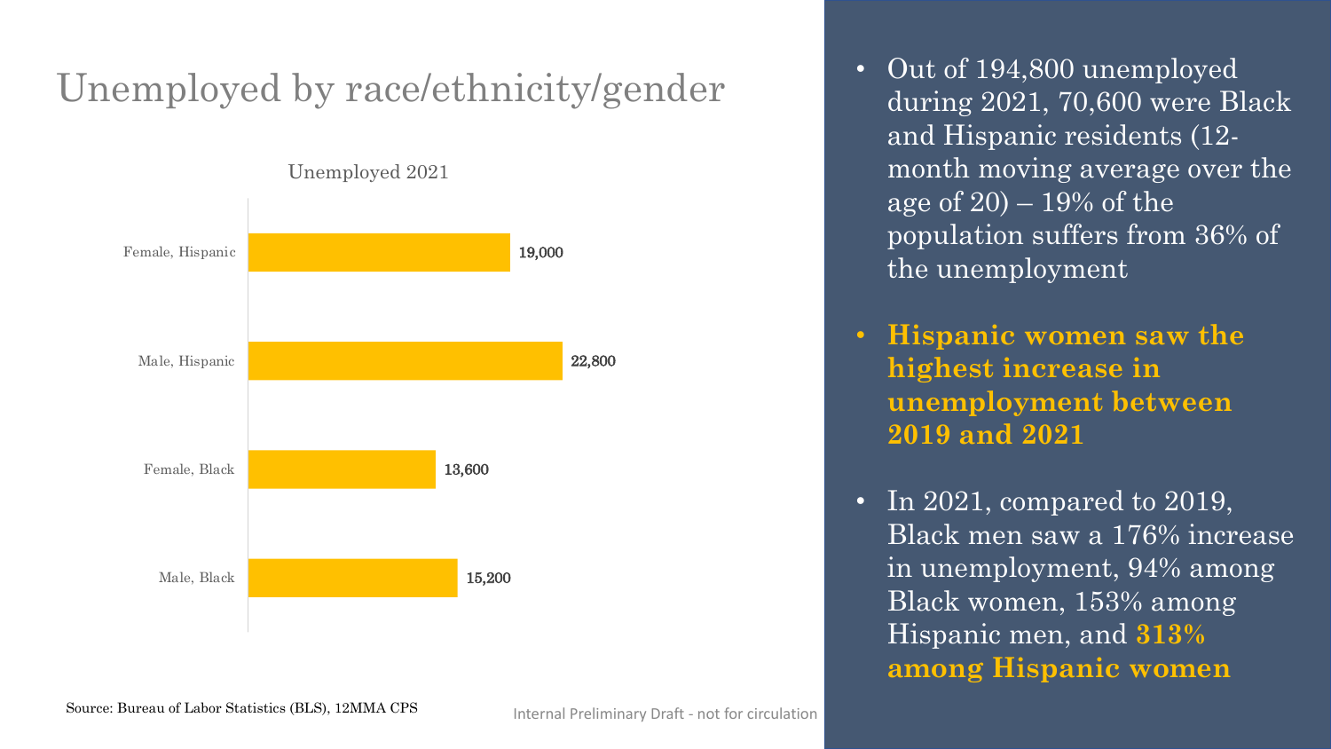# Unemployed by race/ethnicity/gender

Unemployed 2021

| Group | Unemployed |
| --- | --- |
| Female, Hispanic | 19,000 |
| Male, Hispanic | 22,800 |
| Female, Black | 13,600 |
| Male, Black | 15,200 |

Source: Bureau of Labor Statistics (BLS), 12MMA CPS

Internal Preliminary Draft - not for circulation

- Out of 194,800 unemployed during 2021, 70,600 were Black and Hispanic residents (12-month moving average over the age of 20) – 19% of the population suffers from 36% of the unemployment
- **Hispanic women saw the highest increase in unemployment between 2019 and 2021**
- In 2021, compared to 2019, Black men saw a 176% increase in unemployment, 94% among Black women, 153% among Hispanic men, and **313% among Hispanic women**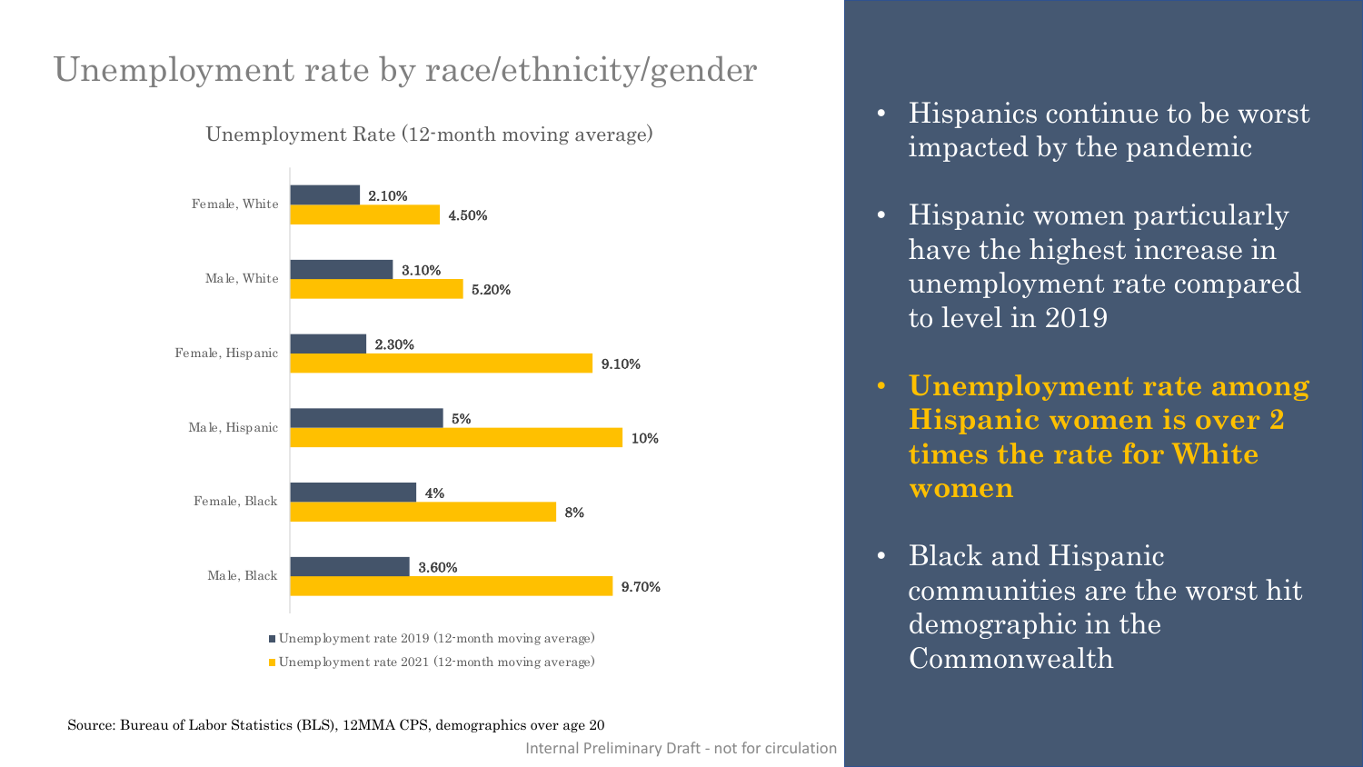# Unemployment rate by race/ethnicity/gender

Unemployment Rate (12-month moving average)

| | Unemployment rate 2019 (12-month moving average) | Unemployment rate 2021 (12-month moving average) |
|---|---|---|
| Female, White | 2.10% | 4.50% |
| Male, White | 3.10% | 5.20% |
| Female, Hispanic | 2.30% | 9.10% |
| Male, Hispanic | 5% | 10% |
| Female, Black | 4% | 8% |
| Male, Black | 3.60% | 9.70% |

Source: Bureau of Labor Statistics (BLS), 12MMA CPS, demographics over age 20

- Hispanics continue to be worst impacted by the pandemic
- Hispanic women particularly have the highest increase in unemployment rate compared to level in 2019
- **Unemployment rate among Hispanic women is over 2 times the rate for White women**
- Black and Hispanic communities are the worst hit demographic in the Commonwealth

Internal Preliminary Draft - not for circulation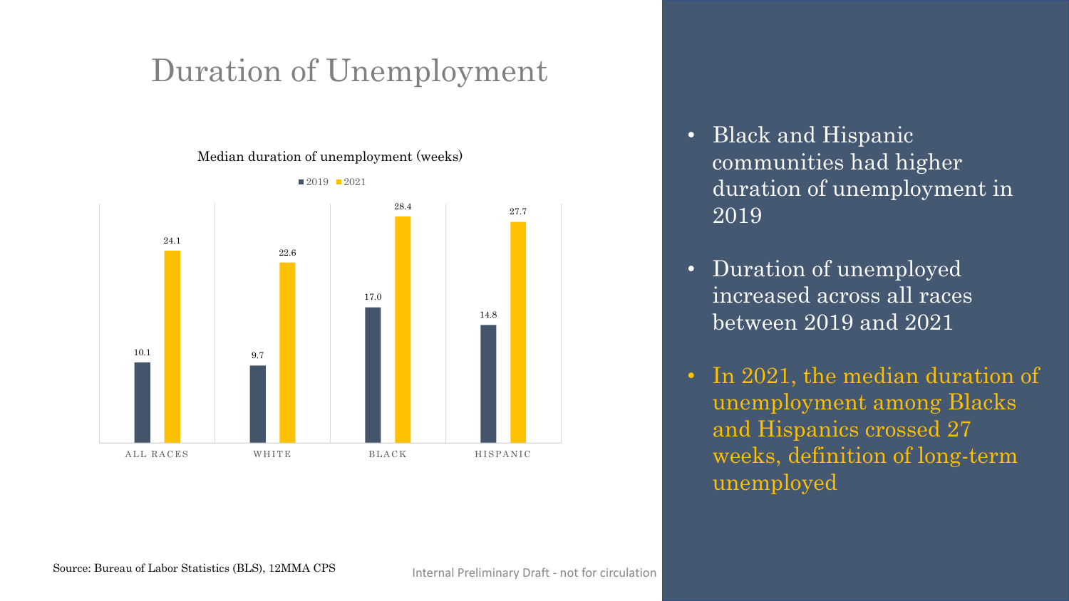# Duration of Unemployment

**Median duration of unemployment (weeks)**

| | 2019 | 2021 |
|---|---|---|
| ALL RACES | 10.1 | 24.1 |
| WHITE | 9.7 | 22.6 |
| BLACK | 17.0 | 28.4 |
| HISPANIC | 14.8 | 27.7 |

Source: Bureau of Labor Statistics (BLS), 12MMA CPS

Internal Preliminary Draft - not for circulation

- Black and Hispanic communities had higher duration of unemployment in 2019
- Duration of unemployed increased across all races between 2019 and 2021
- In 2021, the median duration of unemployment among Blacks and Hispanics crossed 27 weeks, definition of long-term unemployed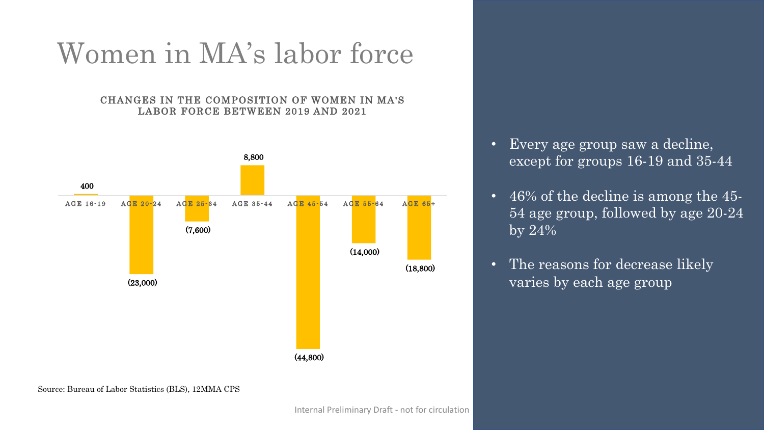# Women in MA's labor force

**CHANGES IN THE COMPOSITION OF WOMEN IN MA'S LABOR FORCE BETWEEN 2019 AND 2021**

| Age group | Change |
| --- | --- |
| AGE 16-19 | 400 |
| AGE 20-24 | (23,000) |
| AGE 25-34 | (7,600) |
| AGE 35-44 | 8,800 |
| AGE 45-54 | (44,800) |
| AGE 55-64 | (14,000) |
| AGE 65+ | (18,800) |

Source: Bureau of Labor Statistics (BLS), 12MMA CPS

- Every age group saw a decline, except for groups 16-19 and 35-44
- 46% of the decline is among the 45-54 age group, followed by age 20-24 by 24%
- The reasons for decrease likely varies by each age group

Internal Preliminary Draft - not for circulation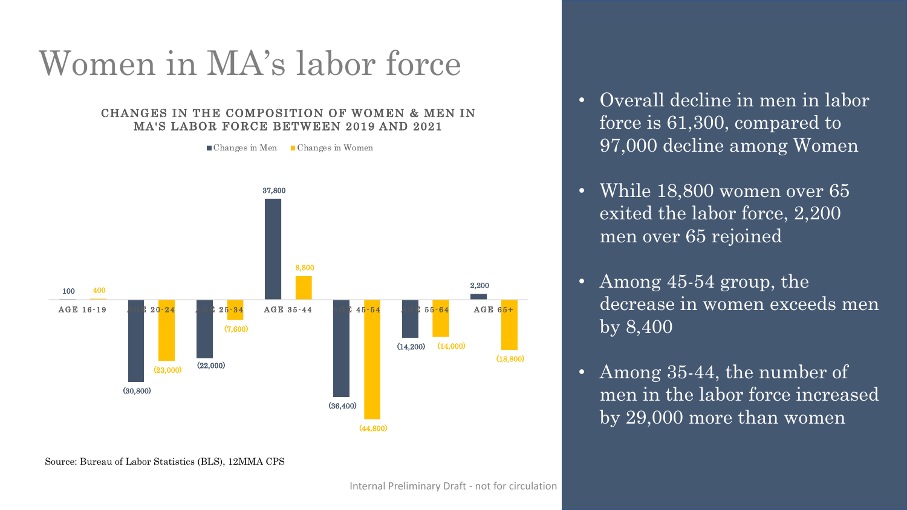# Women in MA's labor force

**CHANGES IN THE COMPOSITION OF WOMEN & MEN IN MA'S LABOR FORCE BETWEEN 2019 AND 2021**

| | Changes in Men | Changes in Women |
|---|---|---|
| AGE 16-19 | 100 | 400 |
| AGE 20-24 | (30,800) | (23,000) |
| AGE 25-34 | (22,000) | (7,600) |
| AGE 35-44 | 37,800 | 8,800 |
| AGE 45-54 | (36,400) | (44,800) |
| AGE 55-64 | (14,200) | (14,000) |
| AGE 65+ | 2,200 | (18,800) |

Source: Bureau of Labor Statistics (BLS), 12MMA CPS

- Overall decline in men in labor force is 61,300, compared to 97,000 decline among Women
- While 18,800 women over 65 exited the labor force, 2,200 men over 65 rejoined
- Among 45-54 group, the decrease in women exceeds men by 8,400
- Among 35-44, the number of men in the labor force increased by 29,000 more than women

Internal Preliminary Draft - not for circulation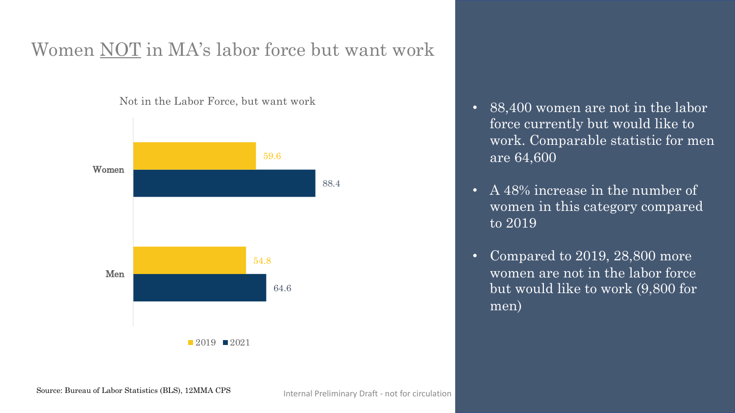# Women NOT in MA's labor force but want work

**Not in the Labor Force, but want work**

| | 2019 | 2021 |
|---|---|---|
| Women | 59.6 | 88.4 |
| Men | 54.8 | 64.6 |

- 88,400 women are not in the labor force currently but would like to work. Comparable statistic for men are 64,600
- A 48% increase in the number of women in this category compared to 2019
- Compared to 2019, 28,800 more women are not in the labor force but would like to work (9,800 for men)

Source: Bureau of Labor Statistics (BLS), 12MMA CPS

Internal Preliminary Draft - not for circulation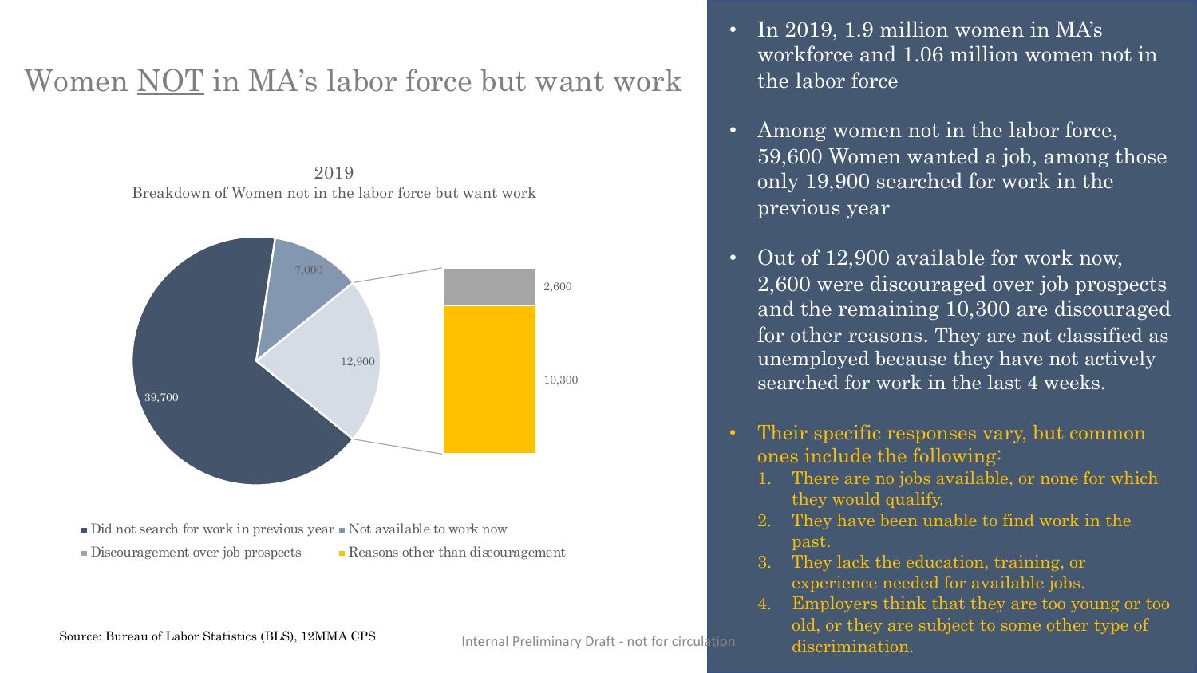# Women NOT in MA's labor force but want work

2019
Breakdown of Women not in the labor force but want work

| Category | Value |
| --- | --- |
| Did not search for work in previous year | 39,700 |
| Not available to work now | 7,000 |
| Available to work now | 12,900 |
| Discouragement over job prospects | 2,600 |
| Reasons other than discouragement | 10,300 |

Source: Bureau of Labor Statistics (BLS), 12MMA CPS

Internal Preliminary Draft - not for circulation

- In 2019, 1.9 million women in MA's workforce and 1.06 million women not in the labor force
- Among women not in the labor force, 59,600 Women wanted a job, among those only 19,900 searched for work in the previous year
- Out of 12,900 available for work now, 2,600 were discouraged over job prospects and the remaining 10,300 are discouraged for other reasons. They are not classified as unemployed because they have not actively searched for work in the last 4 weeks.
- Their specific responses vary, but common ones include the following:
  1. There are no jobs available, or none for which they would qualify.
  2. They have been unable to find work in the past.
  3. They lack the education, training, or experience needed for available jobs.
  4. Employers think that they are too young or too old, or they are subject to some other type of discrimination.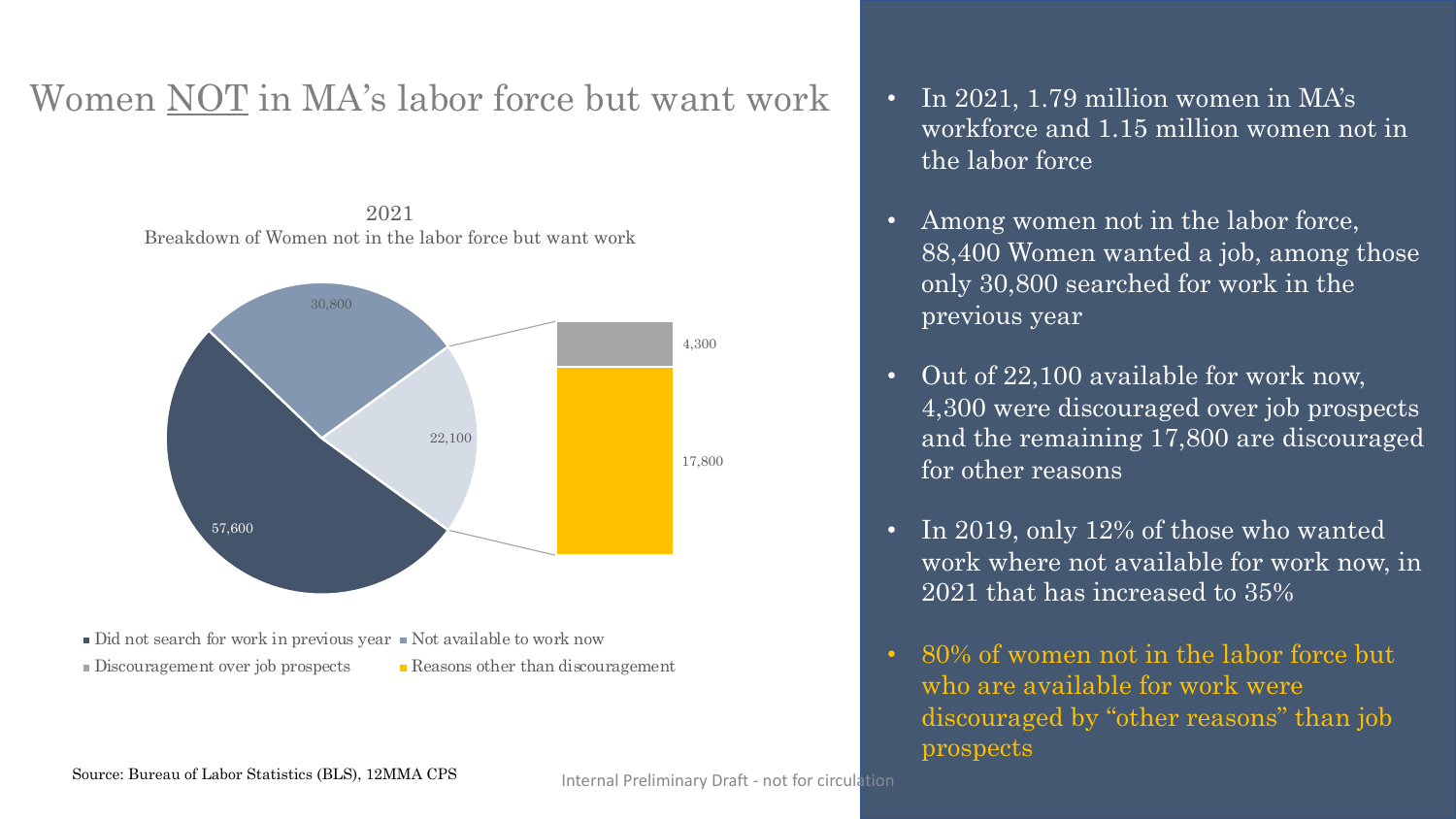# Women <u>NOT</u> in MA's labor force but want work

2021
Breakdown of Women not in the labor force but want work

| Category | Value |
| --- | --- |
| Did not search for work in previous year | 57,600 |
| Not available to work now | 30,800 |
| (Available for work now) | 22,100 |
| Discouragement over job prospects | 4,300 |
| Reasons other than discouragement | 17,800 |

Source: Bureau of Labor Statistics (BLS), 12MMA CPS

- In 2021, 1.79 million women in MA's workforce and 1.15 million women not in the labor force
- Among women not in the labor force, 88,400 Women wanted a job, among those only 30,800 searched for work in the previous year
- Out of 22,100 available for work now, 4,300 were discouraged over job prospects and the remaining 17,800 are discouraged for other reasons
- In 2019, only 12% of those who wanted work where not available for work now, in 2021 that has increased to 35%
- 80% of women not in the labor force but who are available for work were discouraged by "other reasons" than job prospects

Internal Preliminary Draft - not for circulation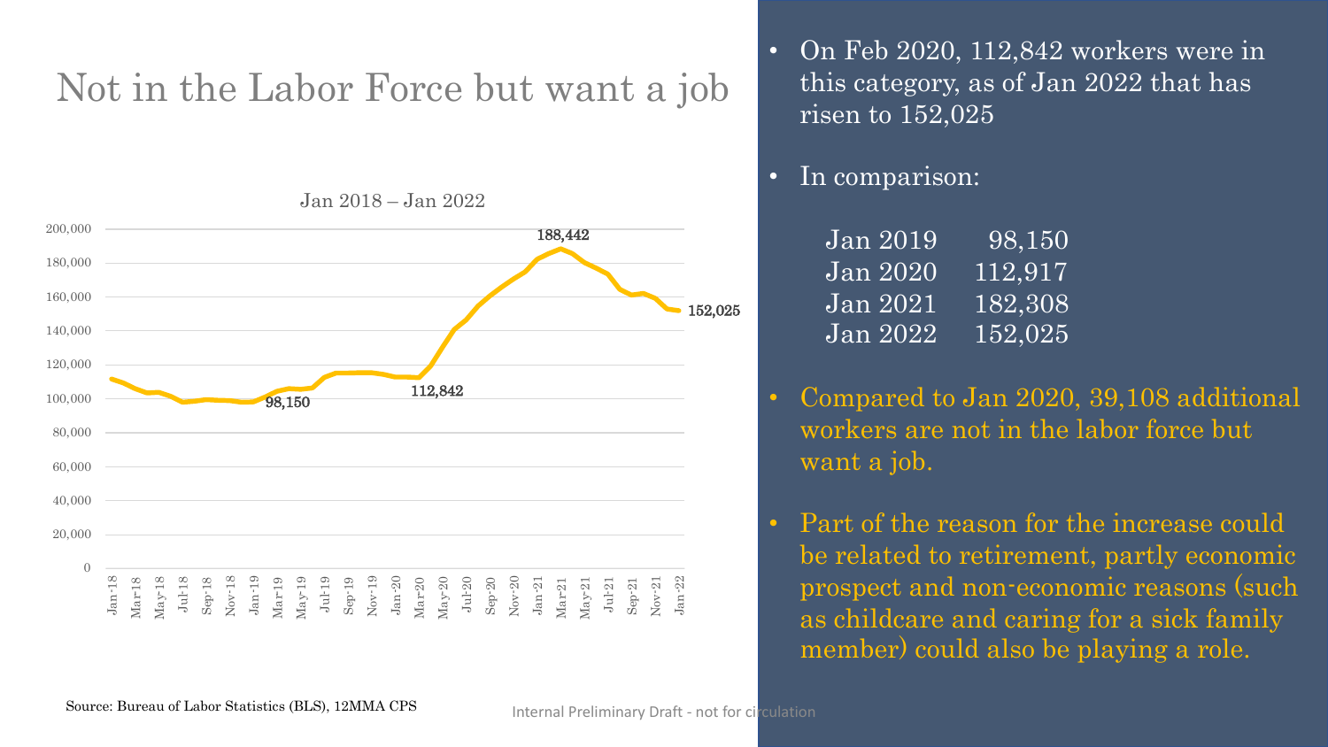# Not in the Labor Force but want a job

Jan 2018 – Jan 2022

Source: Bureau of Labor Statistics (BLS), 12MMA CPS

- On Feb 2020, 112,842 workers were in this category, as of Jan 2022 that has risen to 152,025
- In comparison:

| | |
|---|---|
| Jan 2019 | 98,150 |
| Jan 2020 | 112,917 |
| Jan 2021 | 182,308 |
| Jan 2022 | 152,025 |

- Compared to Jan 2020, 39,108 additional workers are not in the labor force but want a job.
- Part of the reason for the increase could be related to retirement, partly economic prospect and non-economic reasons (such as childcare and caring for a sick family member) could also be playing a role.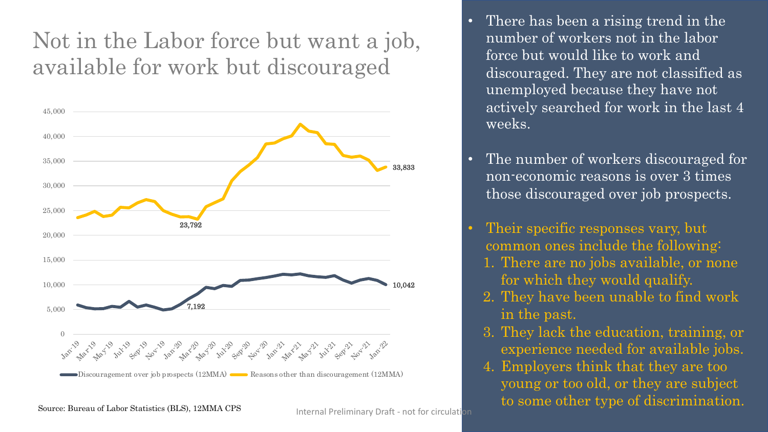# Not in the Labor force but want a job, available for work but discouraged

45,000
40,000
35,000
30,000
25,000
20,000
15,000
10,000
5,000
0

33,833

23,792

10,042

7,192

Jan-19, Mar-19, May-19, Jul-19, Sep-19, Nov-19, Jan-20, Mar-20, May-20, Jul-20, Sep-20, Nov-20, Jan-21, Mar-21, May-21, Jul-21, Sep-21, Nov-21, Jan-22

Discouragement over job prospects (12MMA) — Reasons other than discouragement (12MMA)

Source: Bureau of Labor Statistics (BLS), 12MMA CPS

Internal Preliminary Draft - not for circulation

- There has been a rising trend in the number of workers not in the labor force but would like to work and discouraged. They are not classified as unemployed because they have not actively searched for work in the last 4 weeks.
- The number of workers discouraged for non-economic reasons is over 3 times those discouraged over job prospects.
- Their specific responses vary, but common ones include the following:
  1. There are no jobs available, or none for which they would qualify.
  2. They have been unable to find work in the past.
  3. They lack the education, training, or experience needed for available jobs.
  4. Employers think that they are too young or too old, or they are subject to some other type of discrimination.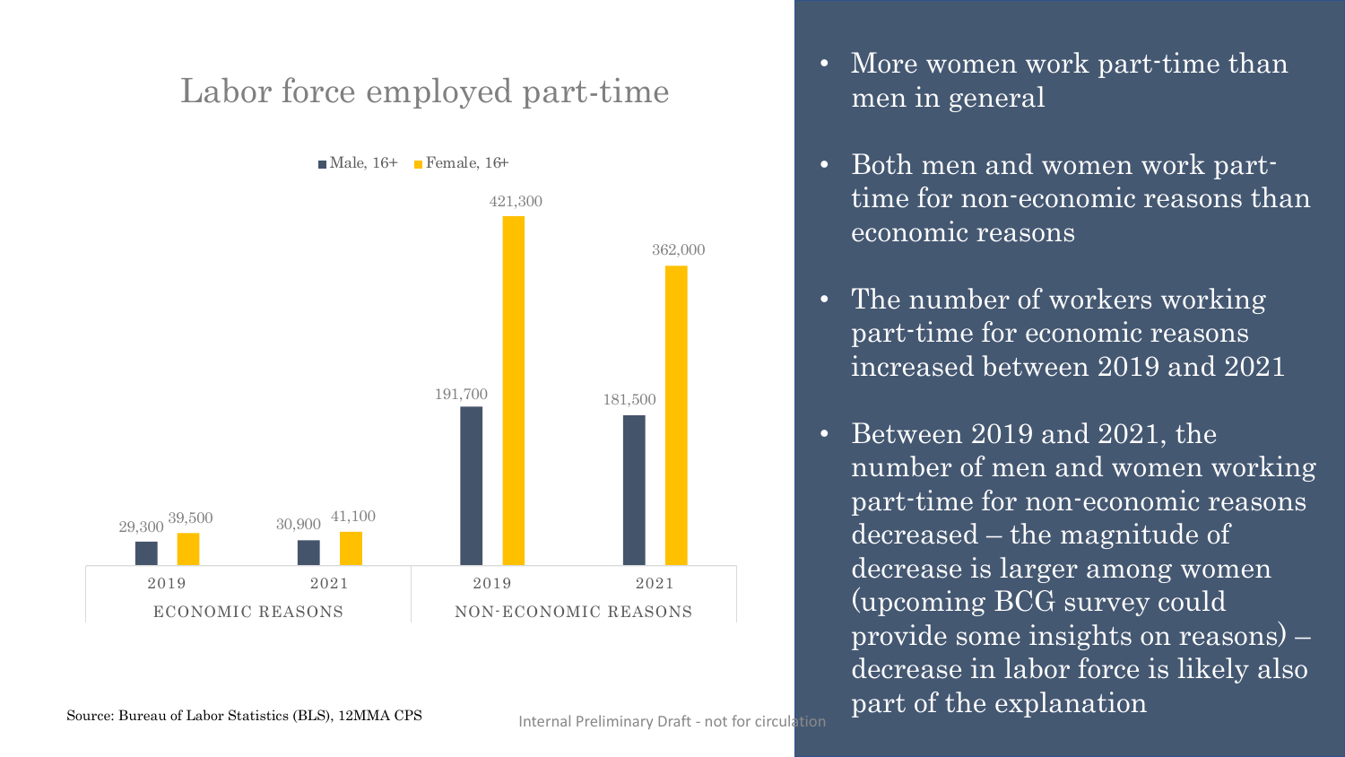# Labor force employed part-time

| | Male, 16+ | Female, 16+ |
|---|---|---|
| Economic reasons – 2019 | 29,300 | 39,500 |
| Economic reasons – 2021 | 30,900 | 41,100 |
| Non-economic reasons – 2019 | 191,700 | 421,300 |
| Non-economic reasons – 2021 | 181,500 | 362,000 |

Source: Bureau of Labor Statistics (BLS), 12MMA CPS

Internal Preliminary Draft - not for circulation

- More women work part-time than men in general
- Both men and women work part-time for non-economic reasons than economic reasons
- The number of workers working part-time for economic reasons increased between 2019 and 2021
- Between 2019 and 2021, the number of men and women working part-time for non-economic reasons decreased – the magnitude of decrease is larger among women (upcoming BCG survey could provide some insights on reasons) – decrease in labor force is likely also part of the explanation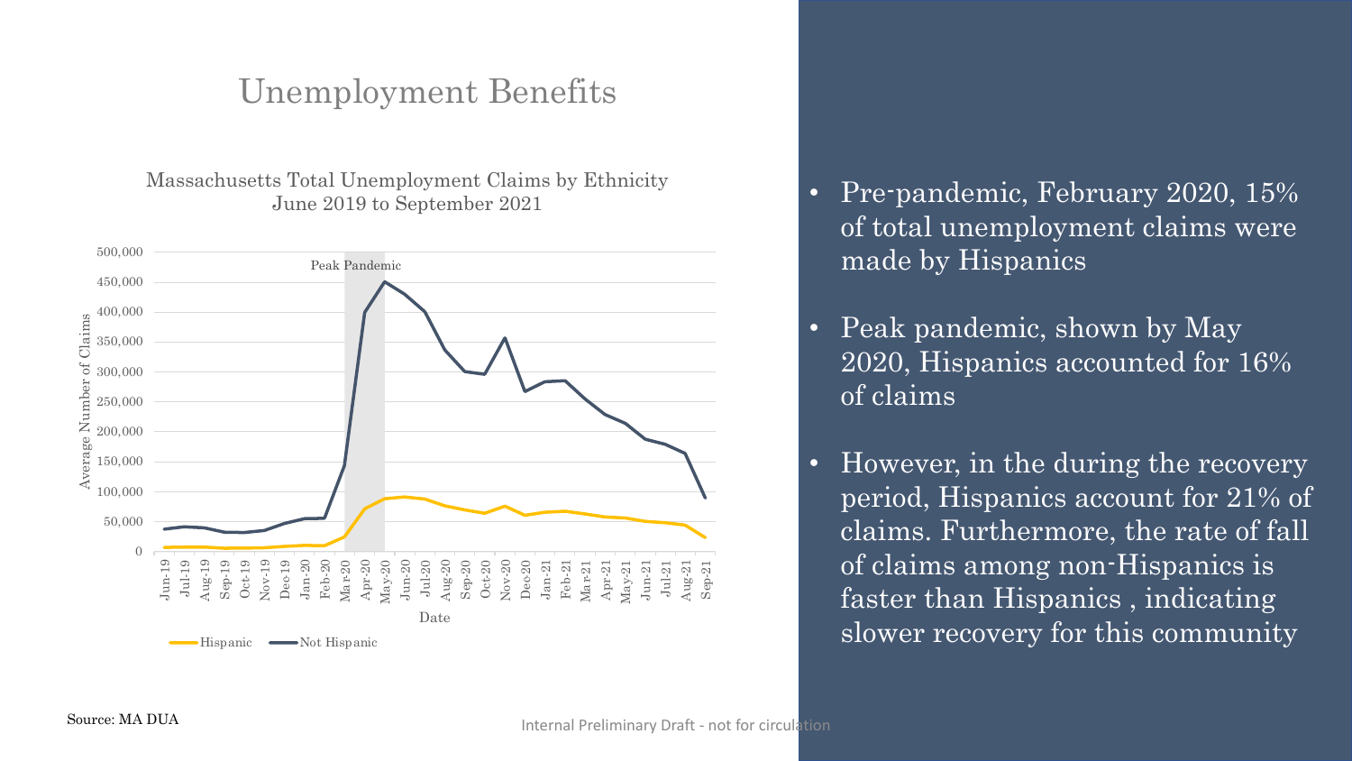# Unemployment Benefits

Massachusetts Total Unemployment Claims by Ethnicity
June 2019 to September 2021

- Pre-pandemic, February 2020, 15% of total unemployment claims were made by Hispanics
- Peak pandemic, shown by May 2020, Hispanics accounted for 16% of claims
- However, in the during the recovery period, Hispanics account for 21% of claims. Furthermore, the rate of fall of claims among non-Hispanics is faster than Hispanics , indicating slower recovery for this community

Source: MA DUA

Internal Preliminary Draft - not for circulation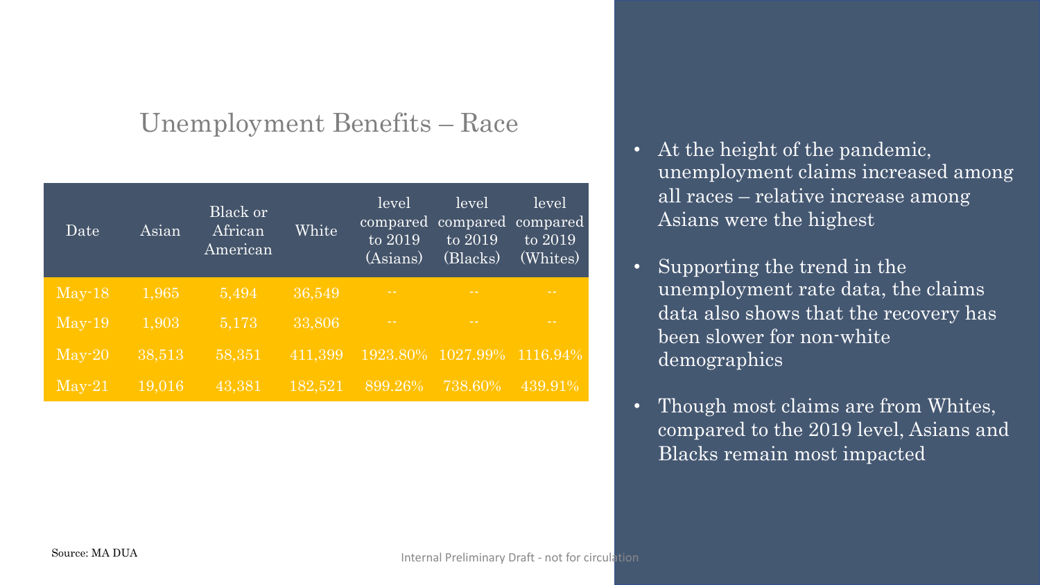# Unemployment Benefits – Race

| Date | Asian | Black or African American | White | level compared to 2019 (Asians) | level compared to 2019 (Blacks) | level compared to 2019 (Whites) |
|---|---|---|---|---|---|---|
| May-18 | 1,965 | 5,494 | 36,549 | -- | -- | -- |
| May-19 | 1,903 | 5,173 | 33,806 | -- | -- | -- |
| May-20 | 38,513 | 58,351 | 411,399 | 1923.80% | 1027.99% | 1116.94% |
| May-21 | 19,016 | 43,381 | 182,521 | 899.26% | 738.60% | 439.91% |

Source: MA DUA

- At the height of the pandemic, unemployment claims increased among all races – relative increase among Asians were the highest
- Supporting the trend in the unemployment rate data, the claims data also shows that the recovery has been slower for non-white demographics
- Though most claims are from Whites, compared to the 2019 level, Asians and Blacks remain most impacted

Internal Preliminary Draft - not for circulation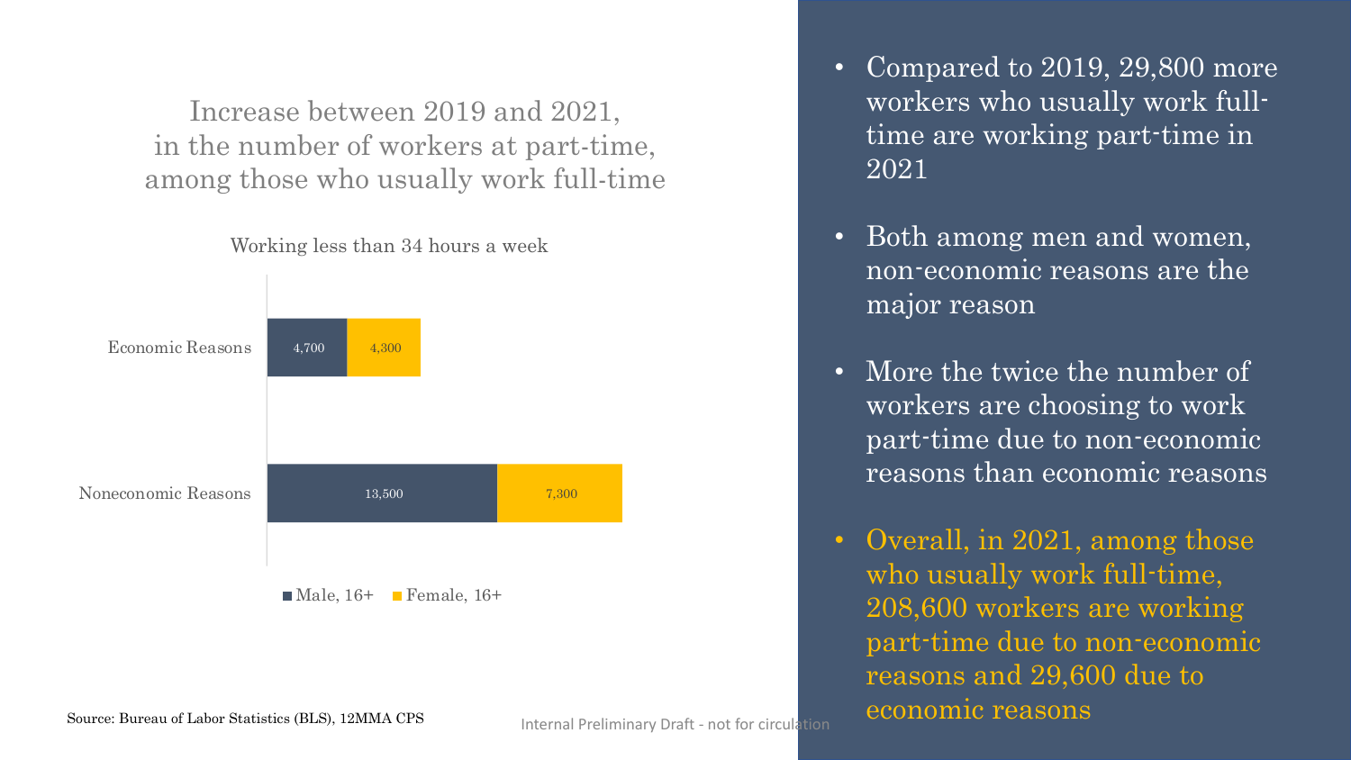## Increase between 2019 and 2021, in the number of workers at part-time, among those who usually work full-time

Working less than 34 hours a week

| | Male, 16+ | Female, 16+ |
|---|---|---|
| Economic Reasons | 4,700 | 4,300 |
| Noneconomic Reasons | 13,500 | 7,300 |

Source: Bureau of Labor Statistics (BLS), 12MMA CPS

Internal Preliminary Draft - not for circulation

- Compared to 2019, 29,800 more workers who usually work full-time are working part-time in 2021
- Both among men and women, non-economic reasons are the major reason
- More the twice the number of workers are choosing to work part-time due to non-economic reasons than economic reasons
- Overall, in 2021, among those who usually work full-time, 208,600 workers are working part-time due to non-economic reasons and 29,600 due to economic reasons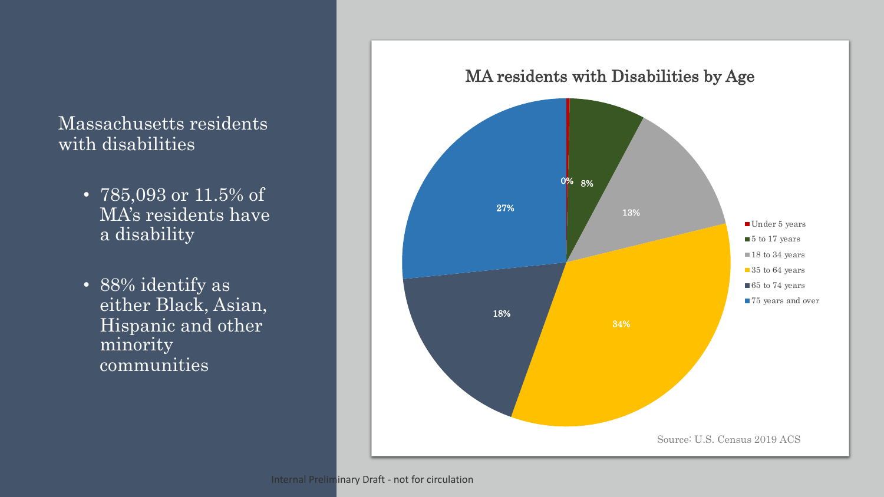Massachusetts residents with disabilities

- 785,093 or 11.5% of MA's residents have a disability
- 88% identify as either Black, Asian, Hispanic and other minority communities

**MA residents with Disabilities by Age**

| Age group | Percent |
| --- | --- |
| Under 5 years | 0% |
| 5 to 17 years | 8% |
| 18 to 34 years | 13% |
| 35 to 64 years | 34% |
| 65 to 74 years | 18% |
| 75 years and over | 27% |

Source: U.S. Census 2019 ACS

Internal Preliminary Draft - not for circulation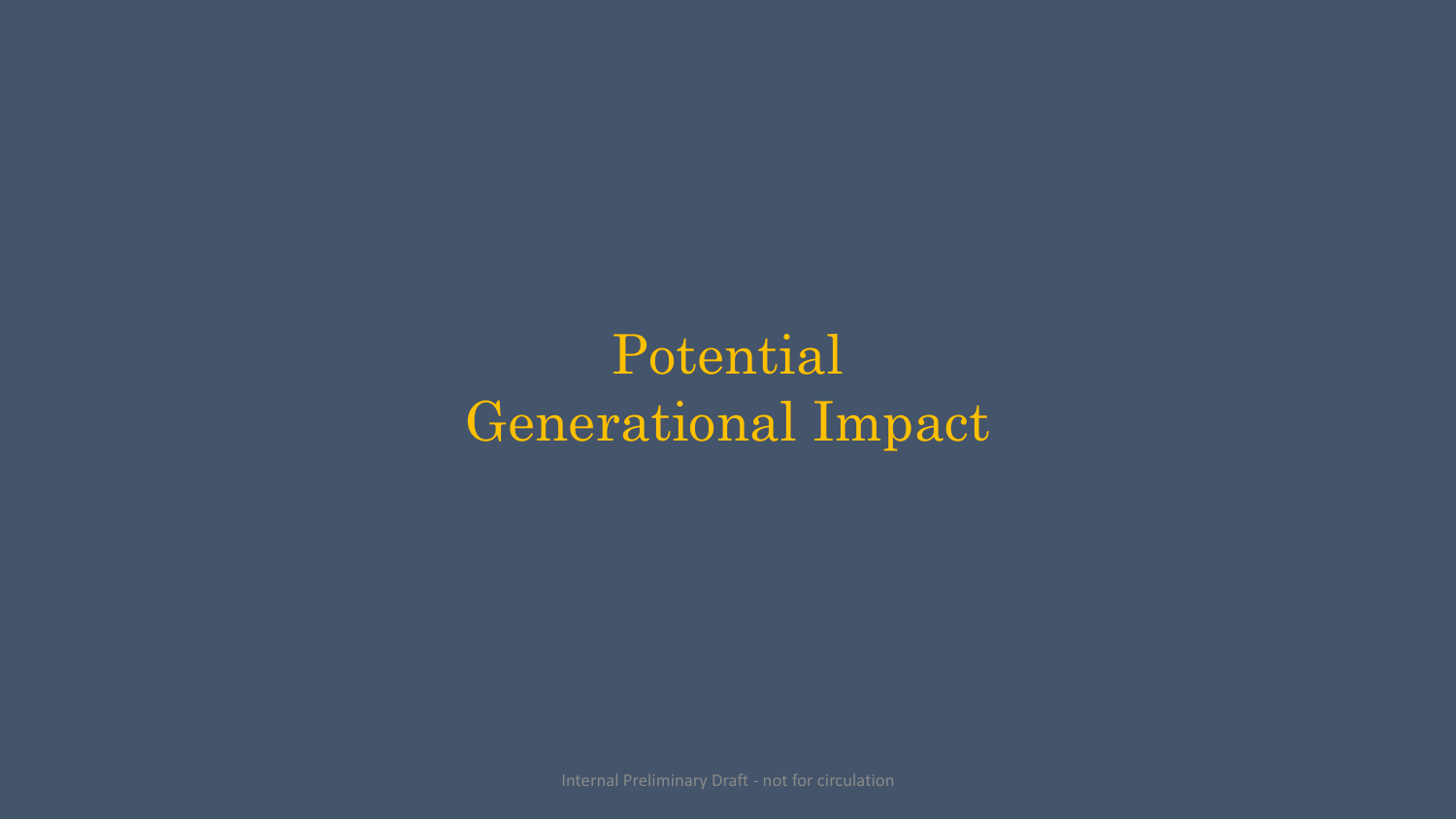# Potential Generational Impact

Internal Preliminary Draft - not for circulation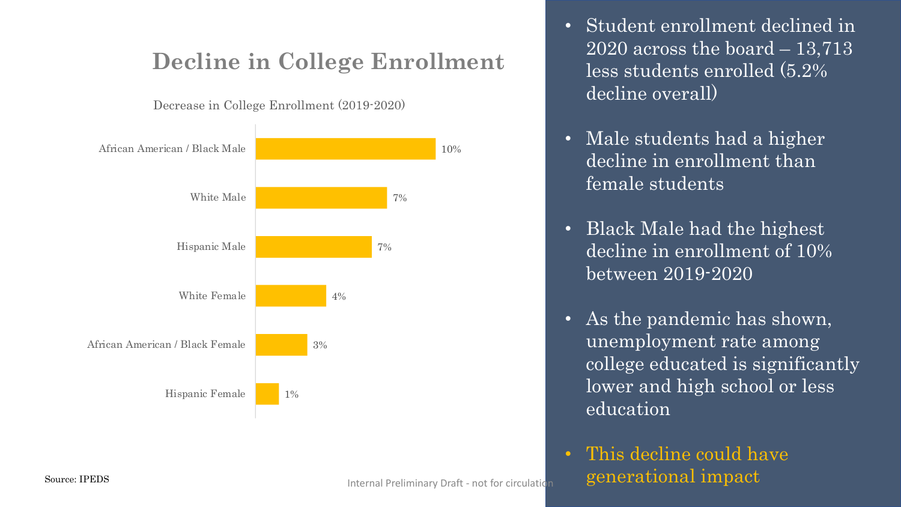# Decline in College Enrollment

Decrease in College Enrollment (2019-2020)

| Group | Decrease |
| --- | --- |
| African American / Black Male | 10% |
| White Male | 7% |
| Hispanic Male | 7% |
| White Female | 4% |
| African American / Black Female | 3% |
| Hispanic Female | 1% |

Source: IPEDS

- Student enrollment declined in 2020 across the board – 13,713 less students enrolled (5.2% decline overall)
- Male students had a higher decline in enrollment than female students
- Black Male had the highest decline in enrollment of 10% between 2019-2020
- As the pandemic has shown, unemployment rate among college educated is significantly lower and high school or less education
- This decline could have generational impact

Internal Preliminary Draft - not for circulation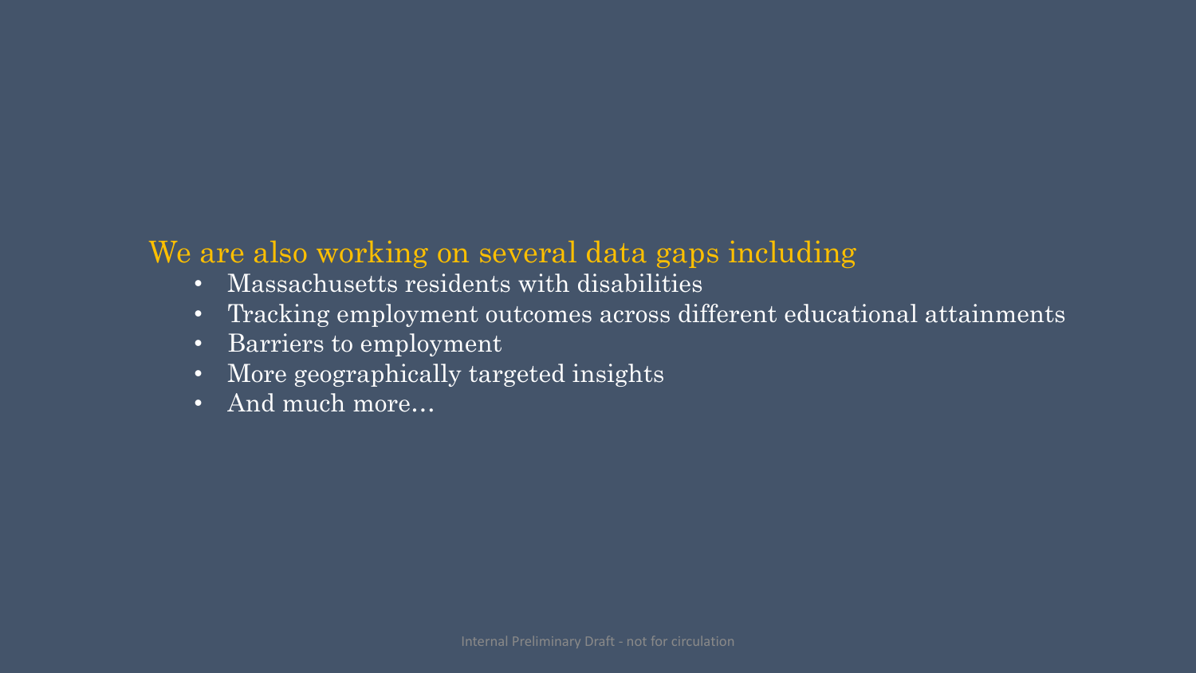We are also working on several data gaps including

- Massachusetts residents with disabilities
- Tracking employment outcomes across different educational attainments
- Barriers to employment
- More geographically targeted insights
- And much more…